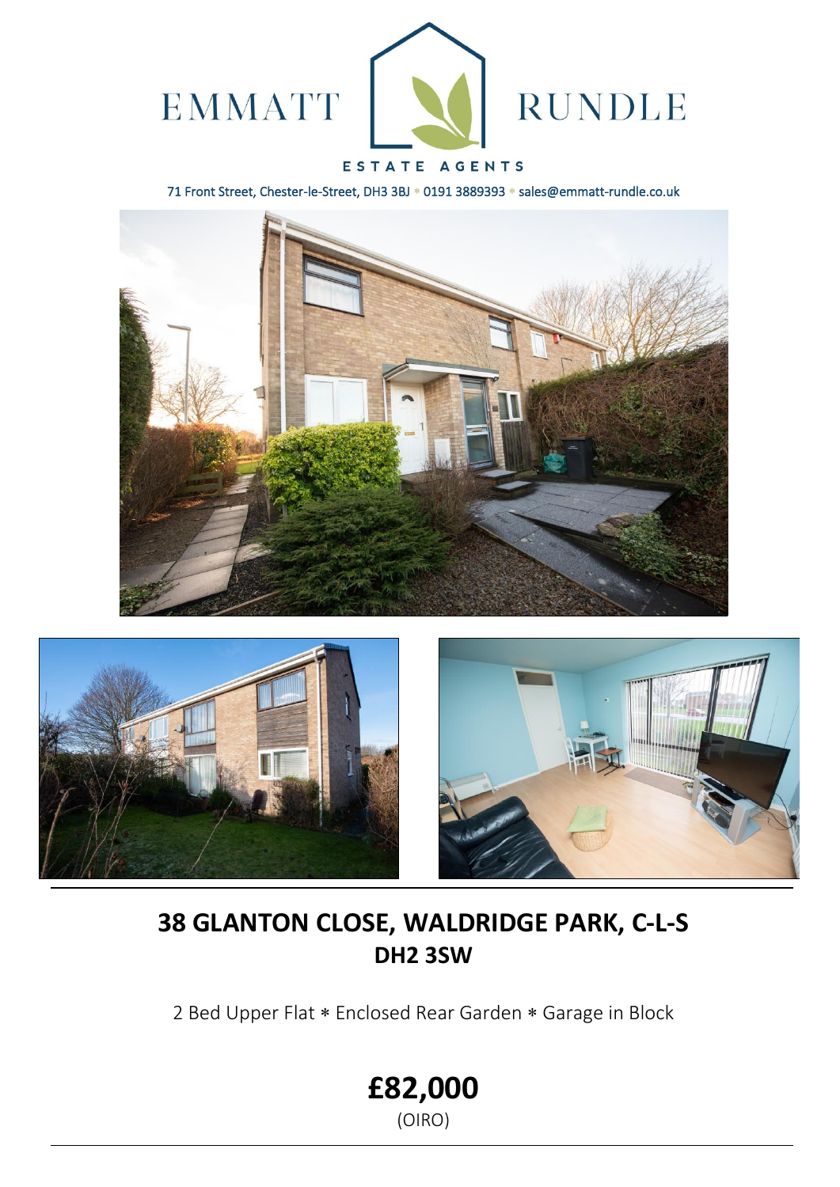EMMATT RUNDLE

ESTATE AGENTS

71 Front Street, Chester-le-Street, DH3 3BJ * 0191 3889393 * sales@emmatt-rundle.co.uk

# 38 GLANTON CLOSE, WALDRIDGE PARK, C-L-S
## DH2 3SW

2 Bed Upper Flat * Enclosed Rear Garden * Garage in Block

## £82,000
(OIRO)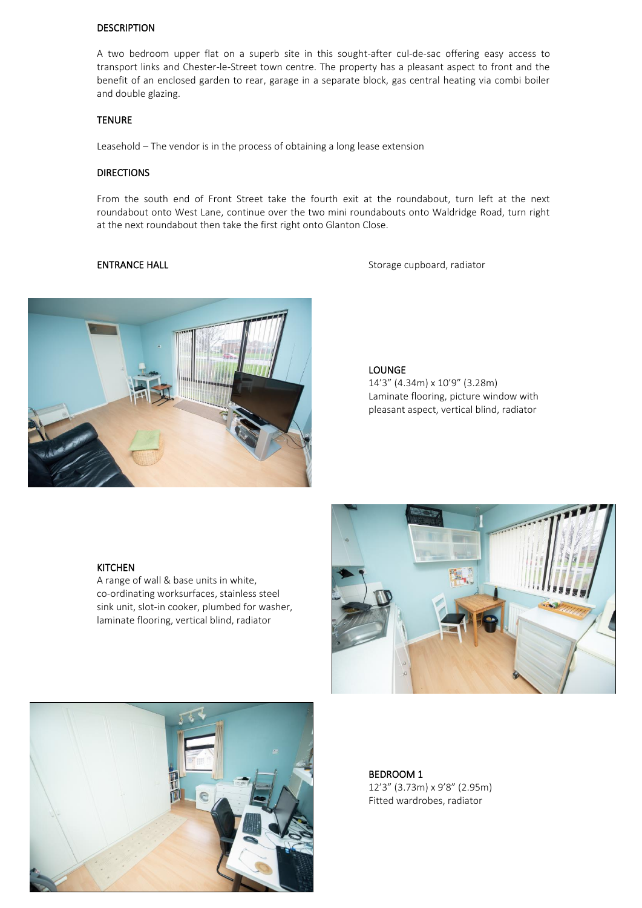## DESCRIPTION

A two bedroom upper flat on a superb site in this sought-after cul-de-sac offering easy access to transport links and Chester-le-Street town centre. The property has a pleasant aspect to front and the benefit of an enclosed garden to rear, garage in a separate block, gas central heating via combi boiler and double glazing.

## TENURE

Leasehold – The vendor is in the process of obtaining a long lease extension

## DIRECTIONS

From the south end of Front Street take the fourth exit at the roundabout, turn left at the next roundabout onto West Lane, continue over the two mini roundabouts onto Waldridge Road, turn right at the next roundabout then take the first right onto Glanton Close.

## ENTRANCE HALL

Storage cupboard, radiator

## LOUNGE

14'3" (4.34m) x 10'9" (3.28m)
Laminate flooring, picture window with pleasant aspect, vertical blind, radiator

## KITCHEN

A range of wall & base units in white, co-ordinating worksurfaces, stainless steel sink unit, slot-in cooker, plumbed for washer, laminate flooring, vertical blind, radiator

## BEDROOM 1

12'3" (3.73m) x 9'8" (2.95m)
Fitted wardrobes, radiator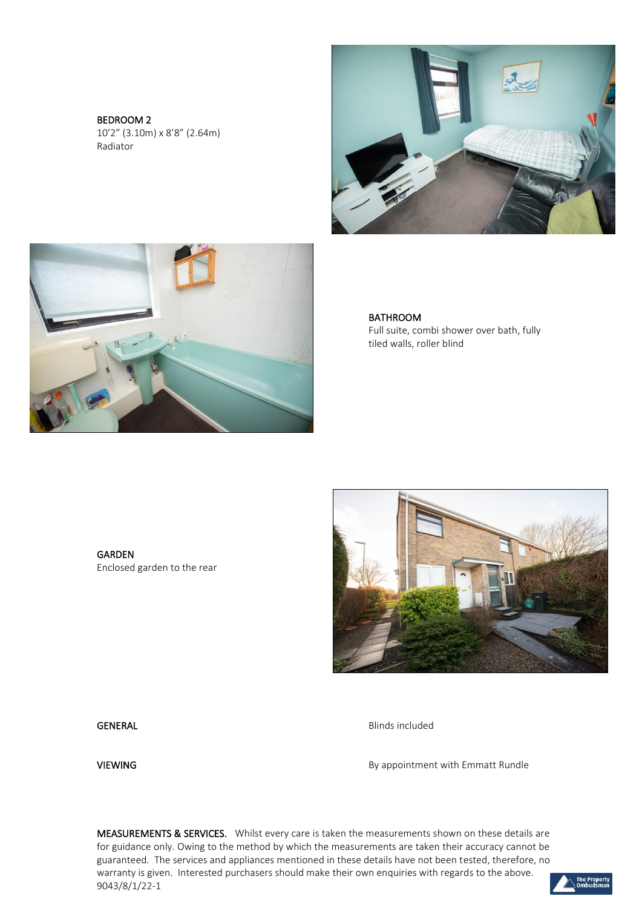**BEDROOM 2**
10'2" (3.10m) x 8'8" (2.64m)
Radiator

**BATHROOM**
Full suite, combi shower over bath, fully tiled walls, roller blind

**GARDEN**
Enclosed garden to the rear

**GENERAL** Blinds included

**VIEWING** By appointment with Emmatt Rundle

**MEASUREMENTS & SERVICES.** Whilst every care is taken the measurements shown on these details are for guidance only. Owing to the method by which the measurements are taken their accuracy cannot be guaranteed. The services and appliances mentioned in these details have not been tested, therefore, no warranty is given. Interested purchasers should make their own enquiries with regards to the above.
9043/8/1/22-1